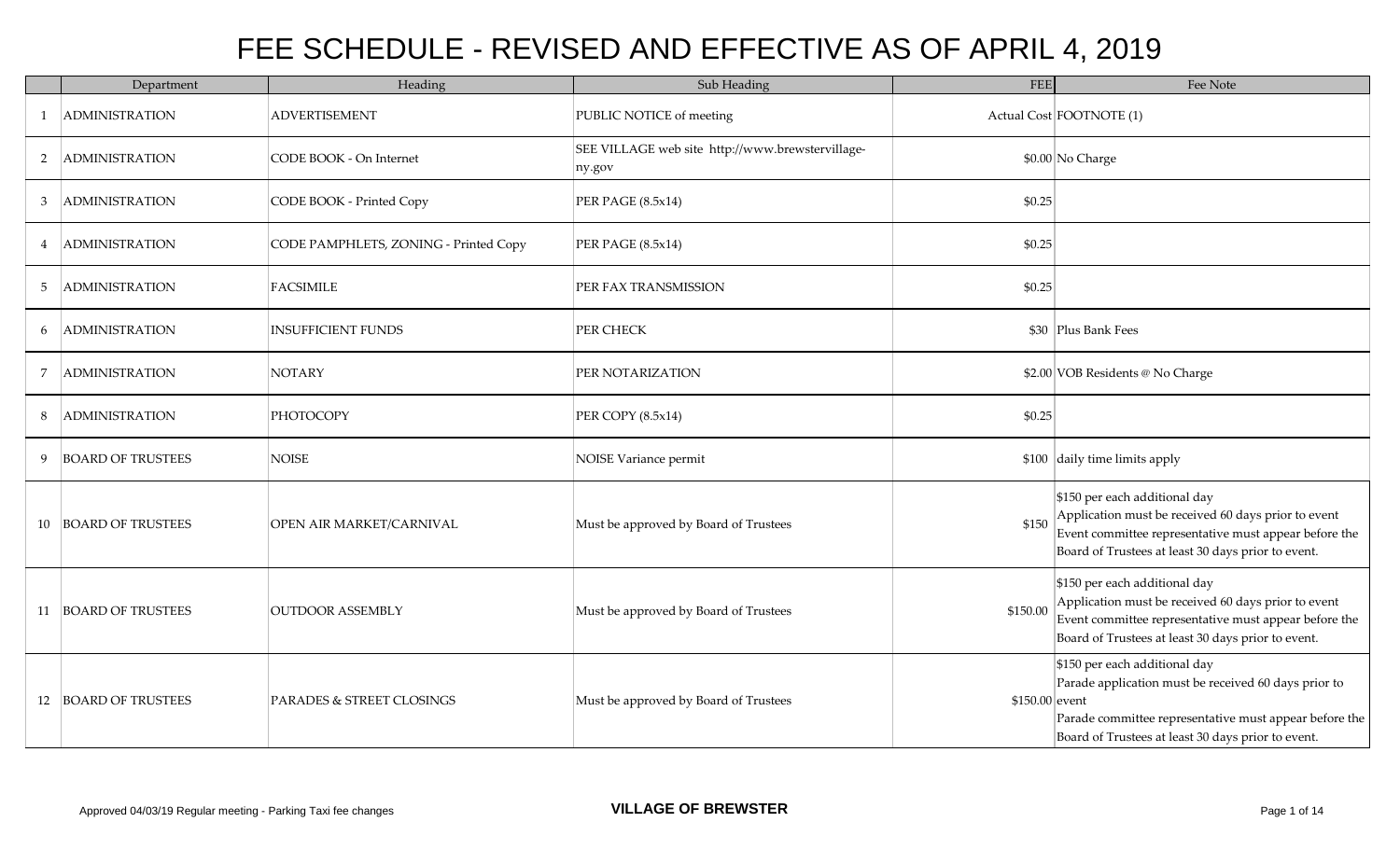# FEE SCHEDULE - REVISED AND EFFECTIVE AS OF APRIL 4, 2019

| | Department | Heading | Sub Heading | FEE | Fee Note |
|---|---|---|---|---|---|
| 1 | ADMINISTRATION | ADVERTISEMENT | PUBLIC NOTICE of meeting | Actual Cost | FOOTNOTE (1) |
| 2 | ADMINISTRATION | CODE BOOK - On Internet | SEE VILLAGE web site http://www.brewstervillage-ny.gov | $0.00 | No Charge |
| 3 | ADMINISTRATION | CODE BOOK - Printed Copy | PER PAGE (8.5x14) | $0.25 | |
| 4 | ADMINISTRATION | CODE PAMPHLETS, ZONING - Printed Copy | PER PAGE (8.5x14) | $0.25 | |
| 5 | ADMINISTRATION | FACSIMILE | PER FAX TRANSMISSION | $0.25 | |
| 6 | ADMINISTRATION | INSUFFICIENT FUNDS | PER CHECK | $30 | Plus Bank Fees |
| 7 | ADMINISTRATION | NOTARY | PER NOTARIZATION | $2.00 | VOB Residents @ No Charge |
| 8 | ADMINISTRATION | PHOTOCOPY | PER COPY (8.5x14) | $0.25 | |
| 9 | BOARD OF TRUSTEES | NOISE | NOISE Variance permit | $100 | daily time limits apply |
| 10 | BOARD OF TRUSTEES | OPEN AIR MARKET/CARNIVAL | Must be approved by Board of Trustees | $150 | $150 per each additional day<br>Application must be received 60 days prior to event<br>Event committee representative must appear before the Board of Trustees at least 30 days prior to event. |
| 11 | BOARD OF TRUSTEES | OUTDOOR ASSEMBLY | Must be approved by Board of Trustees | $150.00 | $150 per each additional day<br>Application must be received 60 days prior to event<br>Event committee representative must appear before the Board of Trustees at least 30 days prior to event. |
| 12 | BOARD OF TRUSTEES | PARADES & STREET CLOSINGS | Must be approved by Board of Trustees | $150.00 | $150 per each additional day<br>Parade application must be received 60 days prior to event<br>Parade committee representative must appear before the Board of Trustees at least 30 days prior to event. |

Approved 04/03/19 Regular meeting - Parking Taxi fee changes

**VILLAGE OF BREWSTER**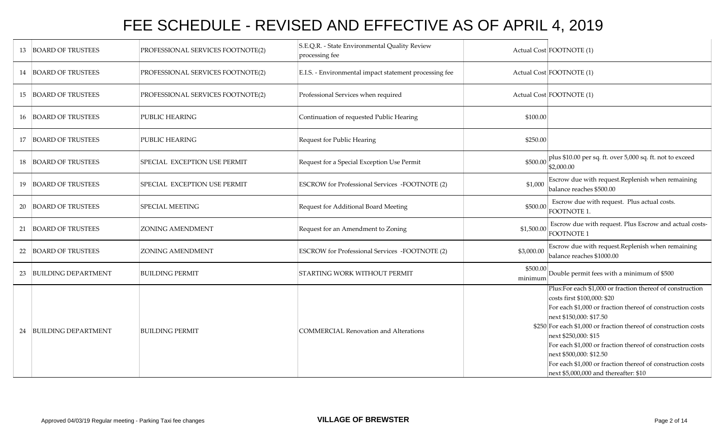# FEE SCHEDULE - REVISED AND EFFECTIVE AS OF APRIL 4, 2019

| | | | | | |
|---|---|---|---|---|---|
| 13 | BOARD OF TRUSTEES | PROFESSIONAL SERVICES FOOTNOTE(2) | S.E.Q.R. - State Environmental Quality Review processing fee | Actual Cost | FOOTNOTE (1) |
| 14 | BOARD OF TRUSTEES | PROFESSIONAL SERVICES FOOTNOTE(2) | E.I.S. - Environmental impact statement processing fee | Actual Cost | FOOTNOTE (1) |
| 15 | BOARD OF TRUSTEES | PROFESSIONAL SERVICES FOOTNOTE(2) | Professional Services when required | Actual Cost | FOOTNOTE (1) |
| 16 | BOARD OF TRUSTEES | PUBLIC HEARING | Continuation of requested Public Hearing | $100.00 | |
| 17 | BOARD OF TRUSTEES | PUBLIC HEARING | Request for Public Hearing | $250.00 | |
| 18 | BOARD OF TRUSTEES | SPECIAL EXCEPTION USE PERMIT | Request for a Special Exception Use Permit | $500.00 | plus $10.00 per sq. ft. over 5,000 sq. ft. not to exceed $2,000.00 |
| 19 | BOARD OF TRUSTEES | SPECIAL EXCEPTION USE PERMIT | ESCROW for Professional Services -FOOTNOTE (2) | $1,000 | Escrow due with request.Replenish when remaining balance reaches $500.00 |
| 20 | BOARD OF TRUSTEES | SPECIAL MEETING | Request for Additional Board Meeting | $500.00 | Escrow due with request. Plus actual costs. FOOTNOTE 1. |
| 21 | BOARD OF TRUSTEES | ZONING AMENDMENT | Request for an Amendment to Zoning | $1,500.00 | Escrow due with request. Plus Escrow and actual costs- FOOTNOTE 1 |
| 22 | BOARD OF TRUSTEES | ZONING AMENDMENT | ESCROW for Professional Services -FOOTNOTE (2) | $3,000.00 | Escrow due with request.Replenish when remaining balance reaches $1000.00 |
| 23 | BUILDING DEPARTMENT | BUILDING PERMIT | STARTING WORK WITHOUT PERMIT | $500.00 minimum | Double permit fees with a minimum of $500 |
| 24 | BUILDING DEPARTMENT | BUILDING PERMIT | COMMERCIAL Renovation and Alterations | $250 | Plus:For each $1,000 or fraction thereof of construction costs first $100,000: $20<br>For each $1,000 or fraction thereof of construction costs next $150,000: $17.50<br>For each $1,000 or fraction thereof of construction costs next $250,000: $15<br>For each $1,000 or fraction thereof of construction costs next $500,000: $12.50<br>For each $1,000 or fraction thereof of construction costs next $5,000,000 and thereafter: $10 |

Approved 04/03/19 Regular meeting - Parking Taxi fee changes

**VILLAGE OF BREWSTER**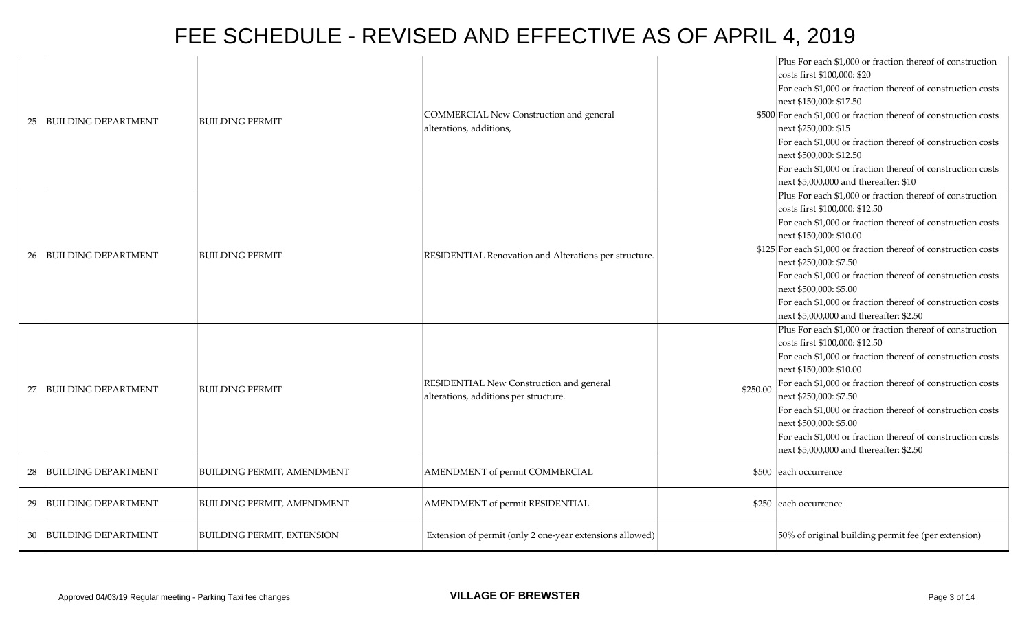# FEE SCHEDULE - REVISED AND EFFECTIVE AS OF APRIL 4, 2019

| | | | | | |
|---|---|---|---|---|---|
| 25 | BUILDING DEPARTMENT | BUILDING PERMIT | COMMERCIAL New Construction and general alterations, additions, | $500 | Plus For each $1,000 or fraction thereof of construction costs first $100,000: $20<br>For each $1,000 or fraction thereof of construction costs next $150,000: $17.50<br>For each $1,000 or fraction thereof of construction costs next $250,000: $15<br>For each $1,000 or fraction thereof of construction costs next $500,000: $12.50<br>For each $1,000 or fraction thereof of construction costs next $5,000,000 and thereafter: $10 |
| 26 | BUILDING DEPARTMENT | BUILDING PERMIT | RESIDENTIAL Renovation and Alterations per structure. | $125 | Plus For each $1,000 or fraction thereof of construction costs first $100,000: $12.50<br>For each $1,000 or fraction thereof of construction costs next $150,000: $10.00<br>For each $1,000 or fraction thereof of construction costs next $250,000: $7.50<br>For each $1,000 or fraction thereof of construction costs next $500,000: $5.00<br>For each $1,000 or fraction thereof of construction costs next $5,000,000 and thereafter: $2.50 |
| 27 | BUILDING DEPARTMENT | BUILDING PERMIT | RESIDENTIAL New Construction and general alterations, additions per structure. | $250.00 | Plus For each $1,000 or fraction thereof of construction costs first $100,000: $12.50<br>For each $1,000 or fraction thereof of construction costs next $150,000: $10.00<br>For each $1,000 or fraction thereof of construction costs next $250,000: $7.50<br>For each $1,000 or fraction thereof of construction costs next $500,000: $5.00<br>For each $1,000 or fraction thereof of construction costs next $5,000,000 and thereafter: $2.50 |
| 28 | BUILDING DEPARTMENT | BUILDING PERMIT, AMENDMENT | AMENDMENT of permit COMMERCIAL | $500 | each occurrence |
| 29 | BUILDING DEPARTMENT | BUILDING PERMIT, AMENDMENT | AMENDMENT of permit RESIDENTIAL | $250 | each occurrence |
| 30 | BUILDING DEPARTMENT | BUILDING PERMIT, EXTENSION | Extension of permit (only 2 one-year extensions allowed) | | 50% of original building permit fee (per extension) |

Approved 04/03/19 Regular meeting - Parking Taxi fee changes

**VILLAGE OF BREWSTER**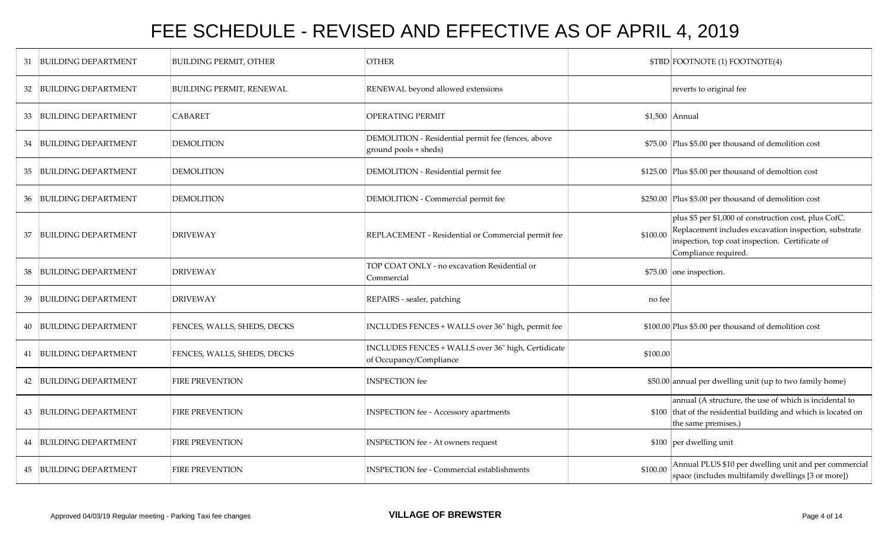# FEE SCHEDULE - REVISED AND EFFECTIVE AS OF APRIL 4, 2019

| | | | | | |
|---|---|---|---|---|---|
| 31 | BUILDING DEPARTMENT | BUILDING PERMIT, OTHER | OTHER | $TBD | FOOTNOTE (1) FOOTNOTE(4) |
| 32 | BUILDING DEPARTMENT | BUILDING PERMIT, RENEWAL | RENEWAL beyond allowed extensions | | reverts to original fee |
| 33 | BUILDING DEPARTMENT | CABARET | OPERATING PERMIT | $1,500 | Annual |
| 34 | BUILDING DEPARTMENT | DEMOLITION | DEMOLITION - Residential permit fee (fences, above ground pools + sheds) | $75.00 | Plus $5.00 per thousand of demolition cost |
| 35 | BUILDING DEPARTMENT | DEMOLITION | DEMOLITION - Residential permit fee | $125.00 | Plus $5.00 per thousand of demoltion cost |
| 36 | BUILDING DEPARTMENT | DEMOLITION | DEMOLITION - Commercial permit fee | $250.00 | Plus $5.00 per thousand of demolition cost |
| 37 | BUILDING DEPARTMENT | DRIVEWAY | REPLACEMENT - Residential or Commercial permit fee | $100.00 | plus $5 per $1,000 of construction cost, plus CofC. Replacement includes excavation inspection, substrate inspection, top coat inspection. Certificate of Compliance required. |
| 38 | BUILDING DEPARTMENT | DRIVEWAY | TOP COAT ONLY - no excavation Residential or Commercial | $75.00 | one inspection. |
| 39 | BUILDING DEPARTMENT | DRIVEWAY | REPAIRS - sealer, patching | no fee | |
| 40 | BUILDING DEPARTMENT | FENCES, WALLS, SHEDS, DECKS | INCLUDES FENCES + WALLS over 36" high, permit fee | $100.00 | Plus $5.00 per thousand of demolition cost |
| 41 | BUILDING DEPARTMENT | FENCES, WALLS, SHEDS, DECKS | INCLUDES FENCES + WALLS over 36" high, Certidicate of Occupancy/Compliance | $100.00 | |
| 42 | BUILDING DEPARTMENT | FIRE PREVENTION | INSPECTION fee | $50.00 | annual per dwelling unit (up to two family home) |
| 43 | BUILDING DEPARTMENT | FIRE PREVENTION | INSPECTION fee - Accessory apartments | $100 | annual (A structure, the use of which is incidental to that of the residential building and which is located on the same premises.) |
| 44 | BUILDING DEPARTMENT | FIRE PREVENTION | INSPECTION fee - At owners request | $100 | per dwelling unit |
| 45 | BUILDING DEPARTMENT | FIRE PREVENTION | INSPECTION fee - Commercial establishments | $100.00 | Annual PLUS $10 per dwelling unit and per commercial space (includes multifamily dwellings [3 or more]) |

Approved 04/03/19 Regular meeting - Parking Taxi fee changes

**VILLAGE OF BREWSTER**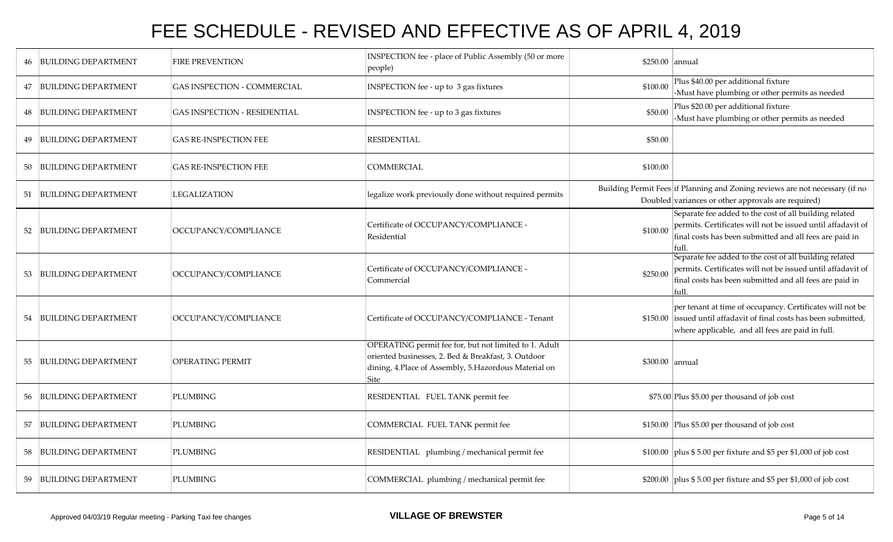# FEE SCHEDULE - REVISED AND EFFECTIVE AS OF APRIL 4, 2019

| | | | | | |
|---|---|---|---|---|---|
| 46 | BUILDING DEPARTMENT | FIRE PREVENTION | INSPECTION fee - place of Public Assembly (50 or more people) | $250.00 | annual |
| 47 | BUILDING DEPARTMENT | GAS INSPECTION - COMMERCIAL | INSPECTION fee - up to 3 gas fixtures | $100.00 | Plus $40.00 per additional fixture -Must have plumbing or other permits as needed |
| 48 | BUILDING DEPARTMENT | GAS INSPECTION - RESIDENTIAL | INSPECTION fee - up to 3 gas fixtures | $50.00 | Plus $20.00 per additional fixture -Must have plumbing or other permits as needed |
| 49 | BUILDING DEPARTMENT | GAS RE-INSPECTION FEE | RESIDENTIAL | $50.00 | |
| 50 | BUILDING DEPARTMENT | GAS RE-INSPECTION FEE | COMMERCIAL | $100.00 | |
| 51 | BUILDING DEPARTMENT | LEGALIZATION | legalize work previously done without required permits | Building Permit Fees Doubled | if Planning and Zoning reviews are not necessary (if no variances or other approvals are required) |
| 52 | BUILDING DEPARTMENT | OCCUPANCY/COMPLIANCE | Certificate of OCCUPANCY/COMPLIANCE - Residential | $100.00 | Separate fee added to the cost of all building related permits. Certificates will not be issued until affadavit of final costs has been submitted and all fees are paid in full. |
| 53 | BUILDING DEPARTMENT | OCCUPANCY/COMPLIANCE | Certificate of OCCUPANCY/COMPLIANCE - Commercial | $250.00 | Separate fee added to the cost of all building related permits. Certificates will not be issued until affadavit of final costs has been submitted and all fees are paid in full. |
| 54 | BUILDING DEPARTMENT | OCCUPANCY/COMPLIANCE | Certificate of OCCUPANCY/COMPLIANCE - Tenant | $150.00 | per tenant at time of occupancy. Certificates will not be issued until affadavit of final costs has been submitted, where applicable, and all fees are paid in full. |
| 55 | BUILDING DEPARTMENT | OPERATING PERMIT | OPERATING permit fee for, but not limited to 1. Adult oriented businesses, 2. Bed & Breakfast, 3. Outdoor dining, 4.Place of Assembly, 5.Hazordous Material on Site | $300.00 | annual |
| 56 | BUILDING DEPARTMENT | PLUMBING | RESIDENTIAL FUEL TANK permit fee | $75.00 | Plus $5.00 per thousand of job cost |
| 57 | BUILDING DEPARTMENT | PLUMBING | COMMERCIAL FUEL TANK permit fee | $150.00 | Plus $5.00 per thousand of job cost |
| 58 | BUILDING DEPARTMENT | PLUMBING | RESIDENTIAL plumbing / mechanical permit fee | $100.00 | plus $ 5.00 per fixture and $5 per $1,000 of job cost |
| 59 | BUILDING DEPARTMENT | PLUMBING | COMMERCIAL plumbing / mechanical permit fee | $200.00 | plus $ 5.00 per fixture and $5 per $1,000 of job cost |

Approved 04/03/19 Regular meeting - Parking Taxi fee changes

**VILLAGE OF BREWSTER**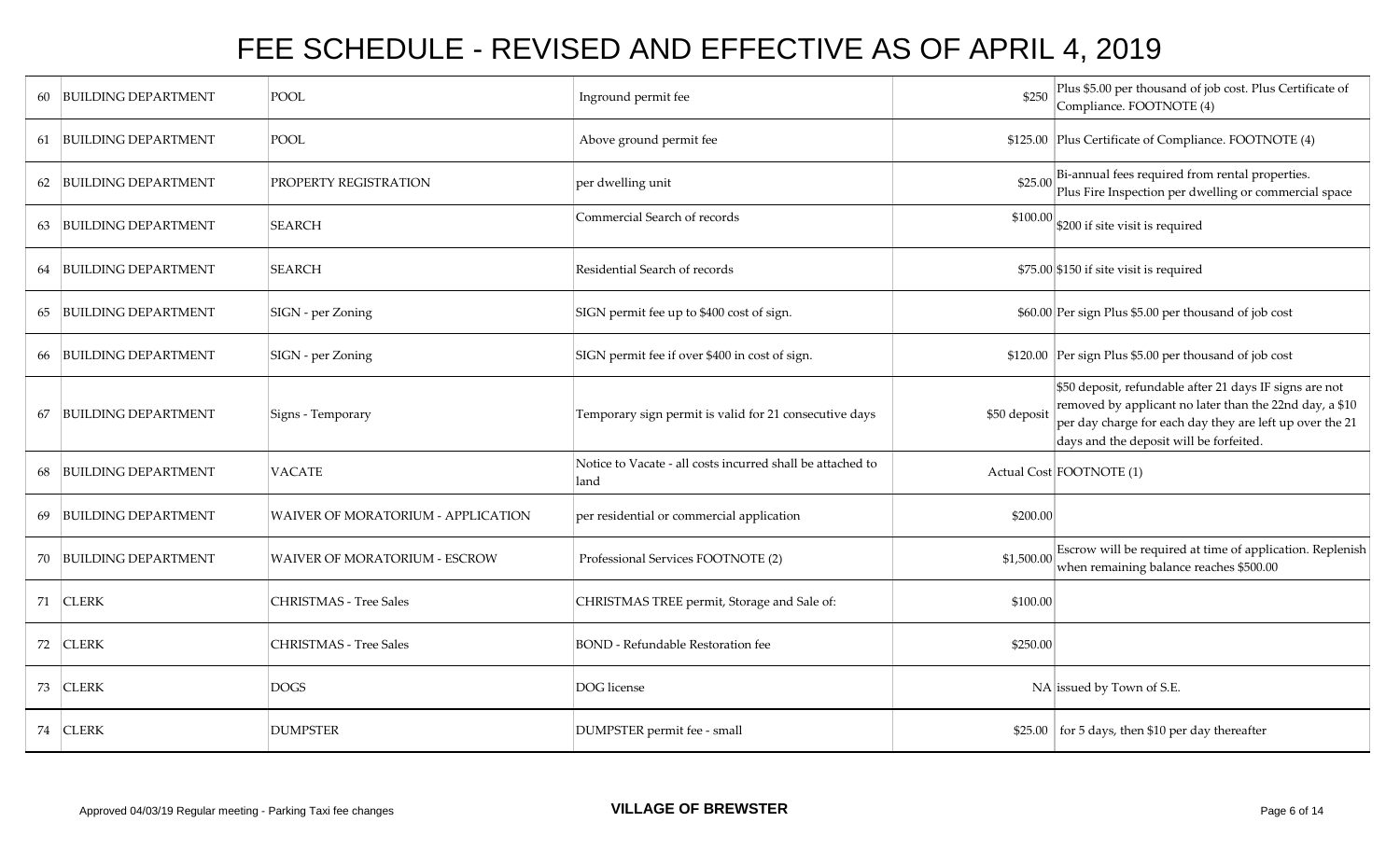# FEE SCHEDULE - REVISED AND EFFECTIVE AS OF APRIL 4, 2019

| | | | | | |
|---|---|---|---|---|---|
| 60 | BUILDING DEPARTMENT | POOL | Inground permit fee | $250 | Plus $5.00 per thousand of job cost. Plus Certificate of Compliance. FOOTNOTE (4) |
| 61 | BUILDING DEPARTMENT | POOL | Above ground permit fee | $125.00 | Plus Certificate of Compliance. FOOTNOTE (4) |
| 62 | BUILDING DEPARTMENT | PROPERTY REGISTRATION | per dwelling unit | $25.00 | Bi-annual fees required from rental properties. Plus Fire Inspection per dwelling or commercial space |
| 63 | BUILDING DEPARTMENT | SEARCH | Commercial Search of records | $100.00 | $200 if site visit is required |
| 64 | BUILDING DEPARTMENT | SEARCH | Residential Search of records | $75.00 | $150 if site visit is required |
| 65 | BUILDING DEPARTMENT | SIGN - per Zoning | SIGN permit fee up to $400 cost of sign. | $60.00 | Per sign Plus $5.00 per thousand of job cost |
| 66 | BUILDING DEPARTMENT | SIGN - per Zoning | SIGN permit fee if over $400 in cost of sign. | $120.00 | Per sign Plus $5.00 per thousand of job cost |
| 67 | BUILDING DEPARTMENT | Signs - Temporary | Temporary sign permit is valid for 21 consecutive days | $50 deposit | $50 deposit, refundable after 21 days IF signs are not removed by applicant no later than the 22nd day, a $10 per day charge for each day they are left up over the 21 days and the deposit will be forfeited. |
| 68 | BUILDING DEPARTMENT | VACATE | Notice to Vacate - all costs incurred shall be attached to land | Actual Cost | FOOTNOTE (1) |
| 69 | BUILDING DEPARTMENT | WAIVER OF MORATORIUM - APPLICATION | per residential or commercial application | $200.00 | |
| 70 | BUILDING DEPARTMENT | WAIVER OF MORATORIUM - ESCROW | Professional Services FOOTNOTE (2) | $1,500.00 | Escrow will be required at time of application. Replenish when remaining balance reaches $500.00 |
| 71 | CLERK | CHRISTMAS - Tree Sales | CHRISTMAS TREE permit, Storage and Sale of: | $100.00 | |
| 72 | CLERK | CHRISTMAS - Tree Sales | BOND - Refundable Restoration fee | $250.00 | |
| 73 | CLERK | DOGS | DOG license | NA | issued by Town of S.E. |
| 74 | CLERK | DUMPSTER | DUMPSTER permit fee - small | $25.00 | for 5 days, then $10 per day thereafter |

Approved 04/03/19 Regular meeting - Parking Taxi fee changes

**VILLAGE OF BREWSTER**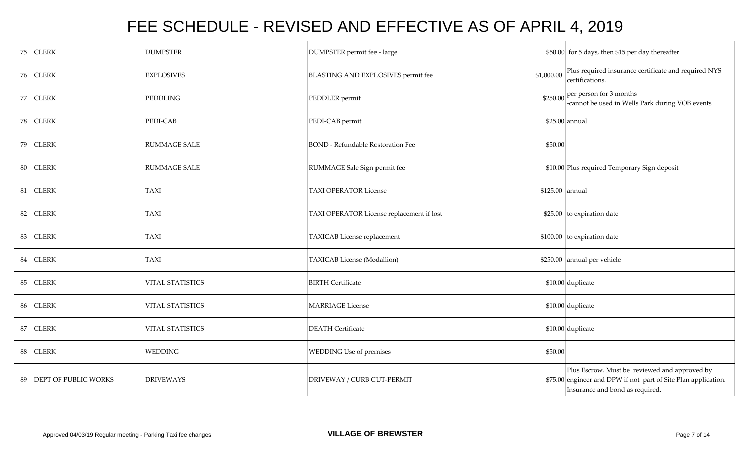# FEE SCHEDULE - REVISED AND EFFECTIVE AS OF APRIL 4, 2019

| | | | | | |
|---|---|---|---|---|---|
| 75 | CLERK | DUMPSTER | DUMPSTER permit fee - large | $50.00 | for 5 days, then $15 per day thereafter |
| 76 | CLERK | EXPLOSIVES | BLASTING AND EXPLOSIVES permit fee | $1,000.00 | Plus required insurance certificate and required NYS certifications. |
| 77 | CLERK | PEDDLING | PEDDLER permit | $250.00 | per person for 3 months<br>-cannot be used in Wells Park during VOB events |
| 78 | CLERK | PEDI-CAB | PEDI-CAB permit | $25.00 | annual |
| 79 | CLERK | RUMMAGE SALE | BOND - Refundable Restoration Fee | $50.00 | |
| 80 | CLERK | RUMMAGE SALE | RUMMAGE Sale Sign permit fee | $10.00 | Plus required Temporary Sign deposit |
| 81 | CLERK | TAXI | TAXI OPERATOR License | $125.00 | annual |
| 82 | CLERK | TAXI | TAXI OPERATOR License replacement if lost | $25.00 | to expiration date |
| 83 | CLERK | TAXI | TAXICAB License replacement | $100.00 | to expiration date |
| 84 | CLERK | TAXI | TAXICAB License (Medallion) | $250.00 | annual per vehicle |
| 85 | CLERK | VITAL STATISTICS | BIRTH Certificate | $10.00 | duplicate |
| 86 | CLERK | VITAL STATISTICS | MARRIAGE License | $10.00 | duplicate |
| 87 | CLERK | VITAL STATISTICS | DEATH Certificate | $10.00 | duplicate |
| 88 | CLERK | WEDDING | WEDDING Use of premises | $50.00 | |
| 89 | DEPT OF PUBLIC WORKS | DRIVEWAYS | DRIVEWAY / CURB CUT-PERMIT | $75.00 | Plus Escrow. Must be reviewed and approved by engineer and DPW if not part of Site Plan application. Insurance and bond as required. |

Approved 04/03/19 Regular meeting - Parking Taxi fee changes

**VILLAGE OF BREWSTER**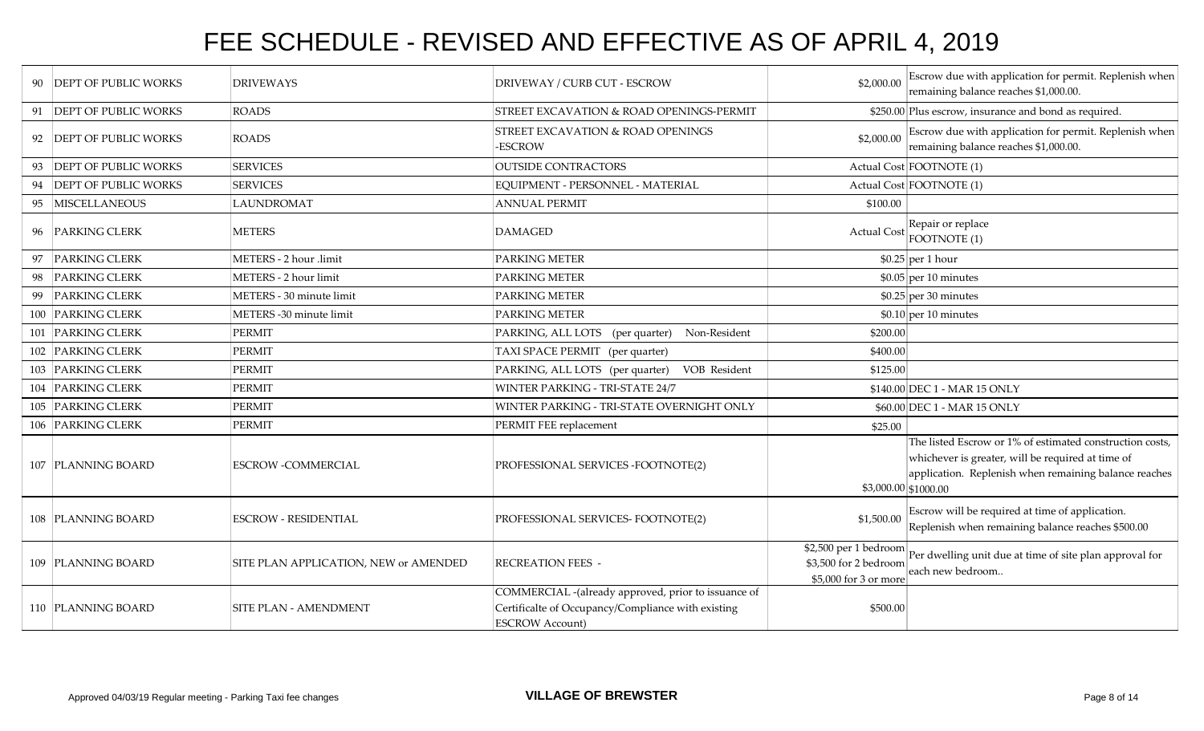# FEE SCHEDULE - REVISED AND EFFECTIVE AS OF APRIL 4, 2019

| | | | | | |
|---|---|---|---|---|---|
| 90 | DEPT OF PUBLIC WORKS | DRIVEWAYS | DRIVEWAY / CURB CUT - ESCROW | $2,000.00 | Escrow due with application for permit. Replenish when remaining balance reaches $1,000.00. |
| 91 | DEPT OF PUBLIC WORKS | ROADS | STREET EXCAVATION & ROAD OPENINGS-PERMIT | $250.00 | Plus escrow, insurance and bond as required. |
| 92 | DEPT OF PUBLIC WORKS | ROADS | STREET EXCAVATION & ROAD OPENINGS -ESCROW | $2,000.00 | Escrow due with application for permit. Replenish when remaining balance reaches $1,000.00. |
| 93 | DEPT OF PUBLIC WORKS | SERVICES | OUTSIDE CONTRACTORS | Actual Cost | FOOTNOTE (1) |
| 94 | DEPT OF PUBLIC WORKS | SERVICES | EQUIPMENT - PERSONNEL - MATERIAL | Actual Cost | FOOTNOTE (1) |
| 95 | MISCELLANEOUS | LAUNDROMAT | ANNUAL PERMIT | $100.00 | |
| 96 | PARKING CLERK | METERS | DAMAGED | Actual Cost | Repair or replace FOOTNOTE (1) |
| 97 | PARKING CLERK | METERS - 2 hour .limit | PARKING METER | $0.25 | per 1 hour |
| 98 | PARKING CLERK | METERS - 2 hour limit | PARKING METER | $0.05 | per 10 minutes |
| 99 | PARKING CLERK | METERS - 30 minute limit | PARKING METER | $0.25 | per 30 minutes |
| 100 | PARKING CLERK | METERS -30 minute limit | PARKING METER | $0.10 | per 10 minutes |
| 101 | PARKING CLERK | PERMIT | PARKING, ALL LOTS (per quarter) Non-Resident | $200.00 | |
| 102 | PARKING CLERK | PERMIT | TAXI SPACE PERMIT (per quarter) | $400.00 | |
| 103 | PARKING CLERK | PERMIT | PARKING, ALL LOTS (per quarter) VOB Resident | $125.00 | |
| 104 | PARKING CLERK | PERMIT | WINTER PARKING - TRI-STATE 24/7 | $140.00 | DEC 1 - MAR 15 ONLY |
| 105 | PARKING CLERK | PERMIT | WINTER PARKING - TRI-STATE OVERNIGHT ONLY | $60.00 | DEC 1 - MAR 15 ONLY |
| 106 | PARKING CLERK | PERMIT | PERMIT FEE replacement | $25.00 | |
| 107 | PLANNING BOARD | ESCROW -COMMERCIAL | PROFESSIONAL SERVICES -FOOTNOTE(2) | $3,000.00 | The listed Escrow or 1% of estimated construction costs, whichever is greater, will be required at time of application. Replenish when remaining balance reaches $1000.00 |
| 108 | PLANNING BOARD | ESCROW - RESIDENTIAL | PROFESSIONAL SERVICES- FOOTNOTE(2) | $1,500.00 | Escrow will be required at time of application. Replenish when remaining balance reaches $500.00 |
| 109 | PLANNING BOARD | SITE PLAN APPLICATION, NEW or AMENDED | RECREATION FEES - | $2,500 per 1 bedroom<br>$3,500 for 2 bedroom<br>$5,000 for 3 or more | Per dwelling unit due at time of site plan approval for each new bedroom.. |
| 110 | PLANNING BOARD | SITE PLAN - AMENDMENT | COMMERCIAL -(already approved, prior to issuance of Certificalte of Occupancy/Compliance with existing ESCROW Account) | $500.00 | |

Approved 04/03/19 Regular meeting - Parking Taxi fee changes

**VILLAGE OF BREWSTER**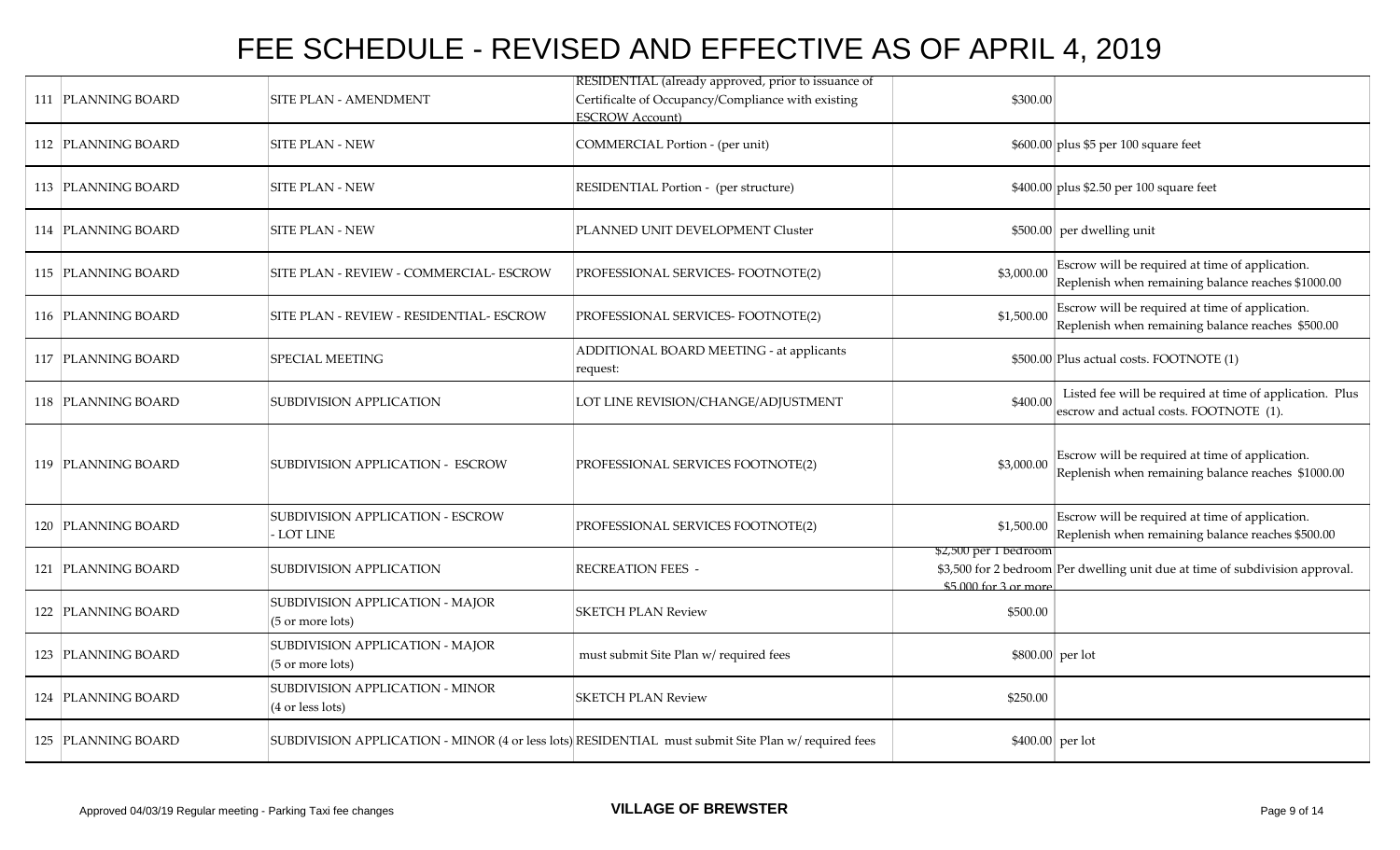# FEE SCHEDULE - REVISED AND EFFECTIVE AS OF APRIL 4, 2019

| | | | | | |
|---|---|---|---|---|---|
| 111 | PLANNING BOARD | SITE PLAN - AMENDMENT | RESIDENTIAL (already approved, prior to issuance of Certificalte of Occupancy/Compliance with existing ESCROW Account) | $300.00 | |
| 112 | PLANNING BOARD | SITE PLAN - NEW | COMMERCIAL Portion - (per unit) | $600.00 | plus $5 per 100 square feet |
| 113 | PLANNING BOARD | SITE PLAN - NEW | RESIDENTIAL Portion - (per structure) | $400.00 | plus $2.50 per 100 square feet |
| 114 | PLANNING BOARD | SITE PLAN - NEW | PLANNED UNIT DEVELOPMENT Cluster | $500.00 | per dwelling unit |
| 115 | PLANNING BOARD | SITE PLAN - REVIEW - COMMERCIAL- ESCROW | PROFESSIONAL SERVICES- FOOTNOTE(2) | $3,000.00 | Escrow will be required at time of application. Replenish when remaining balance reaches $1000.00 |
| 116 | PLANNING BOARD | SITE PLAN - REVIEW - RESIDENTIAL- ESCROW | PROFESSIONAL SERVICES- FOOTNOTE(2) | $1,500.00 | Escrow will be required at time of application. Replenish when remaining balance reaches $500.00 |
| 117 | PLANNING BOARD | SPECIAL MEETING | ADDITIONAL BOARD MEETING - at applicants request: | $500.00 | Plus actual costs. FOOTNOTE (1) |
| 118 | PLANNING BOARD | SUBDIVISION APPLICATION | LOT LINE REVISION/CHANGE/ADJUSTMENT | $400.00 | Listed fee will be required at time of application. Plus escrow and actual costs. FOOTNOTE (1). |
| 119 | PLANNING BOARD | SUBDIVISION APPLICATION - ESCROW | PROFESSIONAL SERVICES FOOTNOTE(2) | $3,000.00 | Escrow will be required at time of application. Replenish when remaining balance reaches $1000.00 |
| 120 | PLANNING BOARD | SUBDIVISION APPLICATION - ESCROW - LOT LINE | PROFESSIONAL SERVICES FOOTNOTE(2) | $1,500.00 | Escrow will be required at time of application. Replenish when remaining balance reaches $500.00 |
| 121 | PLANNING BOARD | SUBDIVISION APPLICATION | RECREATION FEES - | $2,500 per 1 bedroom $3,500 for 2 bedroom $5,000 for 3 or more | Per dwelling unit due at time of subdivision approval. |
| 122 | PLANNING BOARD | SUBDIVISION APPLICATION - MAJOR (5 or more lots) | SKETCH PLAN Review | $500.00 | |
| 123 | PLANNING BOARD | SUBDIVISION APPLICATION - MAJOR (5 or more lots) | must submit Site Plan w/ required fees | $800.00 | per lot |
| 124 | PLANNING BOARD | SUBDIVISION APPLICATION - MINOR (4 or less lots) | SKETCH PLAN Review | $250.00 | |
| 125 | PLANNING BOARD | SUBDIVISION APPLICATION - MINOR (4 or less lots) | RESIDENTIAL must submit Site Plan w/ required fees | $400.00 | per lot |

Approved 04/03/19 Regular meeting - Parking Taxi fee changes

**VILLAGE OF BREWSTER**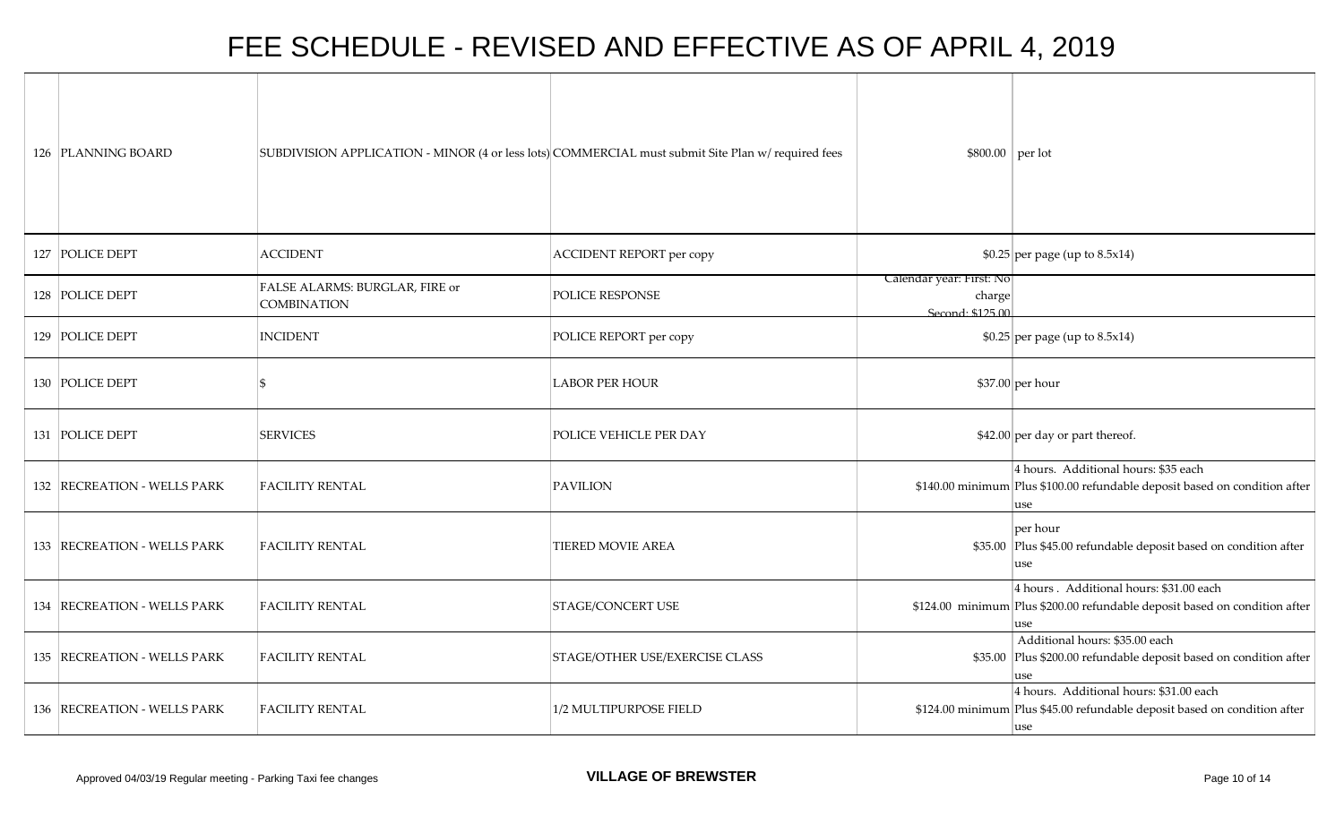# FEE SCHEDULE - REVISED AND EFFECTIVE AS OF APRIL 4, 2019

| | | | | | |
|---|---|---|---|---|---|
| 126 | PLANNING BOARD | SUBDIVISION APPLICATION - MINOR (4 or less lots) | COMMERCIAL must submit Site Plan w/ required fees | $800.00 | per lot |
| 127 | POLICE DEPT | ACCIDENT | ACCIDENT REPORT per copy | $0.25 | per page (up to 8.5x14) |
| 128 | POLICE DEPT | FALSE ALARMS: BURGLAR, FIRE or COMBINATION | POLICE RESPONSE | Calendar year: First: No charge Second: $125.00 | |
| 129 | POLICE DEPT | INCIDENT | POLICE REPORT per copy | $0.25 | per page (up to 8.5x14) |
| 130 | POLICE DEPT | $ | LABOR PER HOUR | $37.00 | per hour |
| 131 | POLICE DEPT | SERVICES | POLICE VEHICLE PER DAY | $42.00 | per day or part thereof. |
| 132 | RECREATION - WELLS PARK | FACILITY RENTAL | PAVILION | $140.00 minimum | 4 hours. Additional hours: $35 each Plus $100.00 refundable deposit based on condition after use |
| 133 | RECREATION - WELLS PARK | FACILITY RENTAL | TIERED MOVIE AREA | $35.00 | per hour Plus $45.00 refundable deposit based on condition after use |
| 134 | RECREATION - WELLS PARK | FACILITY RENTAL | STAGE/CONCERT USE | $124.00 minimum | 4 hours . Additional hours: $31.00 each Plus $200.00 refundable deposit based on condition after use |
| 135 | RECREATION - WELLS PARK | FACILITY RENTAL | STAGE/OTHER USE/EXERCISE CLASS | $35.00 | Additional hours: $35.00 each Plus $200.00 refundable deposit based on condition after use |
| 136 | RECREATION - WELLS PARK | FACILITY RENTAL | 1/2 MULTIPURPOSE FIELD | $124.00 minimum | 4 hours. Additional hours: $31.00 each Plus $45.00 refundable deposit based on condition after use |

Approved 04/03/19 Regular meeting - Parking Taxi fee changes

**VILLAGE OF BREWSTER**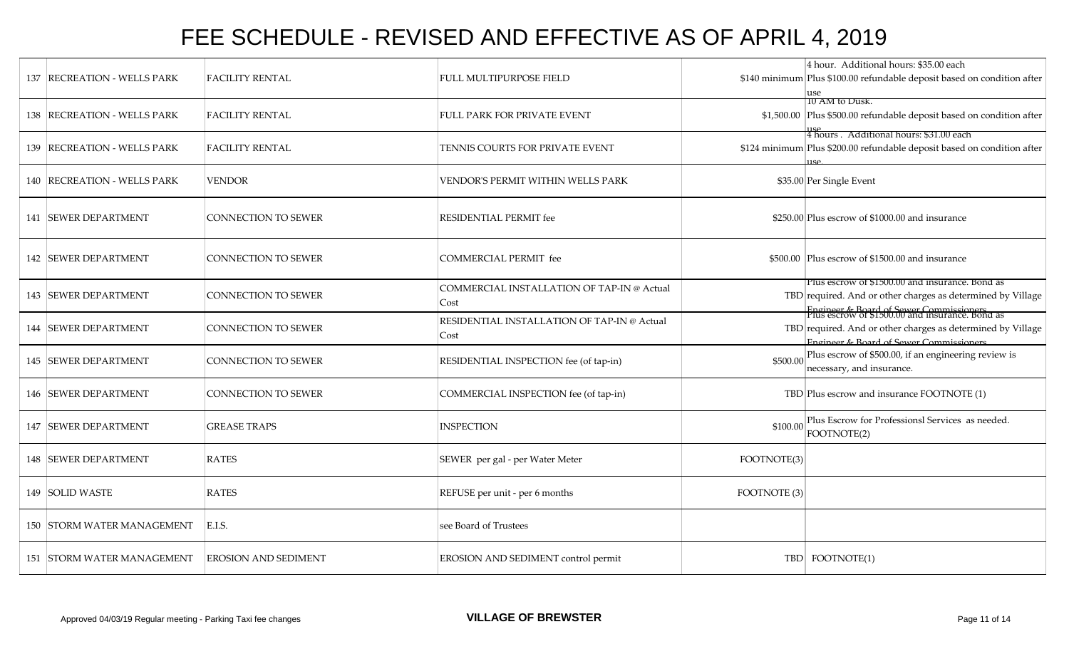# FEE SCHEDULE - REVISED AND EFFECTIVE AS OF APRIL 4, 2019

| | | | | | |
|---|---|---|---|---|---|
| 137 | RECREATION - WELLS PARK | FACILITY RENTAL | FULL MULTIPURPOSE FIELD | $140 minimum | 4 hour. Additional hours: $35.00 each Plus $100.00 refundable deposit based on condition after use |
| 138 | RECREATION - WELLS PARK | FACILITY RENTAL | FULL PARK FOR PRIVATE EVENT | $1,500.00 | 10 AM to Dusk. Plus $500.00 refundable deposit based on condition after use |
| 139 | RECREATION - WELLS PARK | FACILITY RENTAL | TENNIS COURTS FOR PRIVATE EVENT | $124 minimum | 4 hours . Additional hours: $31.00 each Plus $200.00 refundable deposit based on condition after use |
| 140 | RECREATION - WELLS PARK | VENDOR | VENDOR'S PERMIT WITHIN WELLS PARK | $35.00 | Per Single Event |
| 141 | SEWER DEPARTMENT | CONNECTION TO SEWER | RESIDENTIAL PERMIT fee | $250.00 | Plus escrow of $1000.00 and insurance |
| 142 | SEWER DEPARTMENT | CONNECTION TO SEWER | COMMERCIAL PERMIT fee | $500.00 | Plus escrow of $1500.00 and insurance |
| 143 | SEWER DEPARTMENT | CONNECTION TO SEWER | COMMERCIAL INSTALLATION OF TAP-IN @ Actual Cost | TBD | Plus escrow of $1500.00 and insurance. Bond as required. And or other charges as determined by Village Engineer & Board of Sewer Commissioners |
| 144 | SEWER DEPARTMENT | CONNECTION TO SEWER | RESIDENTIAL INSTALLATION OF TAP-IN @ Actual Cost | TBD | Plus escrow of $1500.00 and insurance. Bond as required. And or other charges as determined by Village Engineer & Board of Sewer Commissioners |
| 145 | SEWER DEPARTMENT | CONNECTION TO SEWER | RESIDENTIAL INSPECTION fee (of tap-in) | $500.00 | Plus escrow of $500.00, if an engineering review is necessary, and insurance. |
| 146 | SEWER DEPARTMENT | CONNECTION TO SEWER | COMMERCIAL INSPECTION fee (of tap-in) | TBD | Plus escrow and insurance FOOTNOTE (1) |
| 147 | SEWER DEPARTMENT | GREASE TRAPS | INSPECTION | $100.00 | Plus Escrow for Professionsl Services as needed. FOOTNOTE(2) |
| 148 | SEWER DEPARTMENT | RATES | SEWER per gal - per Water Meter | FOOTNOTE(3) | |
| 149 | SOLID WASTE | RATES | REFUSE per unit - per 6 months | FOOTNOTE (3) | |
| 150 | STORM WATER MANAGEMENT | E.I.S. | see Board of Trustees | | |
| 151 | STORM WATER MANAGEMENT | EROSION AND SEDIMENT | EROSION AND SEDIMENT control permit | TBD | FOOTNOTE(1) |

Approved 04/03/19 Regular meeting - Parking Taxi fee changes

**VILLAGE OF BREWSTER**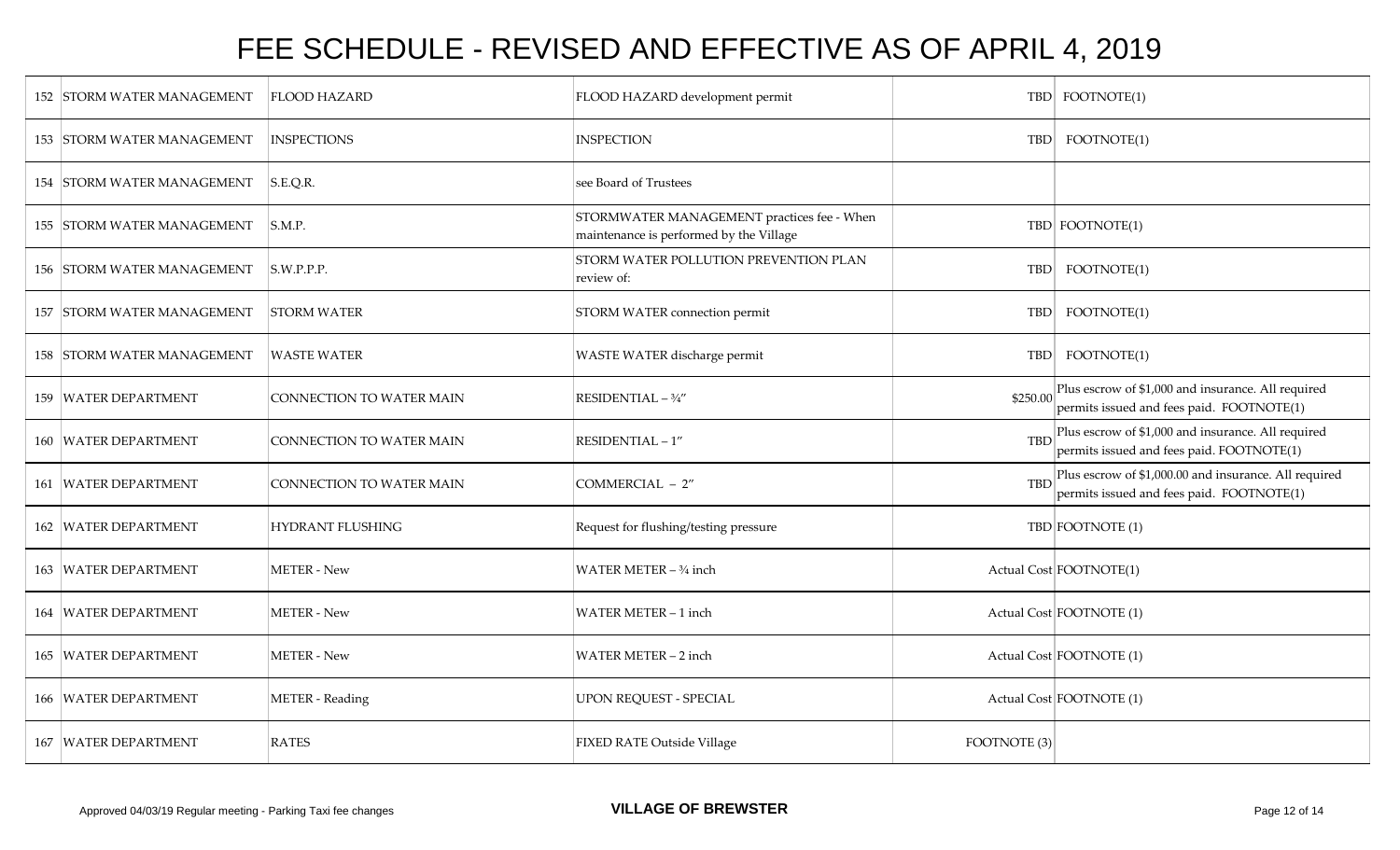# FEE SCHEDULE - REVISED AND EFFECTIVE AS OF APRIL 4, 2019

| | | | | | |
|---|---|---|---|---|---|
| 152 | STORM WATER MANAGEMENT | FLOOD HAZARD | FLOOD HAZARD development permit | TBD | FOOTNOTE(1) |
| 153 | STORM WATER MANAGEMENT | INSPECTIONS | INSPECTION | TBD | FOOTNOTE(1) |
| 154 | STORM WATER MANAGEMENT | S.E.Q.R. | see Board of Trustees | | |
| 155 | STORM WATER MANAGEMENT | S.M.P. | STORMWATER MANAGEMENT practices fee - When maintenance is performed by the Village | TBD | FOOTNOTE(1) |
| 156 | STORM WATER MANAGEMENT | S.W.P.P.P. | STORM WATER POLLUTION PREVENTION PLAN review of: | TBD | FOOTNOTE(1) |
| 157 | STORM WATER MANAGEMENT | STORM WATER | STORM WATER connection permit | TBD | FOOTNOTE(1) |
| 158 | STORM WATER MANAGEMENT | WASTE WATER | WASTE WATER discharge permit | TBD | FOOTNOTE(1) |
| 159 | WATER DEPARTMENT | CONNECTION TO WATER MAIN | RESIDENTIAL – ¾″ | $250.00 | Plus escrow of $1,000 and insurance. All required permits issued and fees paid. FOOTNOTE(1) |
| 160 | WATER DEPARTMENT | CONNECTION TO WATER MAIN | RESIDENTIAL – 1″ | TBD | Plus escrow of $1,000 and insurance. All required permits issued and fees paid. FOOTNOTE(1) |
| 161 | WATER DEPARTMENT | CONNECTION TO WATER MAIN | COMMERCIAL – 2″ | TBD | Plus escrow of $1,000.00 and insurance. All required permits issued and fees paid. FOOTNOTE(1) |
| 162 | WATER DEPARTMENT | HYDRANT FLUSHING | Request for flushing/testing pressure | TBD | FOOTNOTE (1) |
| 163 | WATER DEPARTMENT | METER - New | WATER METER – ¾ inch | Actual Cost | FOOTNOTE(1) |
| 164 | WATER DEPARTMENT | METER - New | WATER METER – 1 inch | Actual Cost | FOOTNOTE (1) |
| 165 | WATER DEPARTMENT | METER - New | WATER METER – 2 inch | Actual Cost | FOOTNOTE (1) |
| 166 | WATER DEPARTMENT | METER - Reading | UPON REQUEST - SPECIAL | Actual Cost | FOOTNOTE (1) |
| 167 | WATER DEPARTMENT | RATES | FIXED RATE Outside Village | FOOTNOTE (3) | |

Approved 04/03/19 Regular meeting - Parking Taxi fee changes

**VILLAGE OF BREWSTER**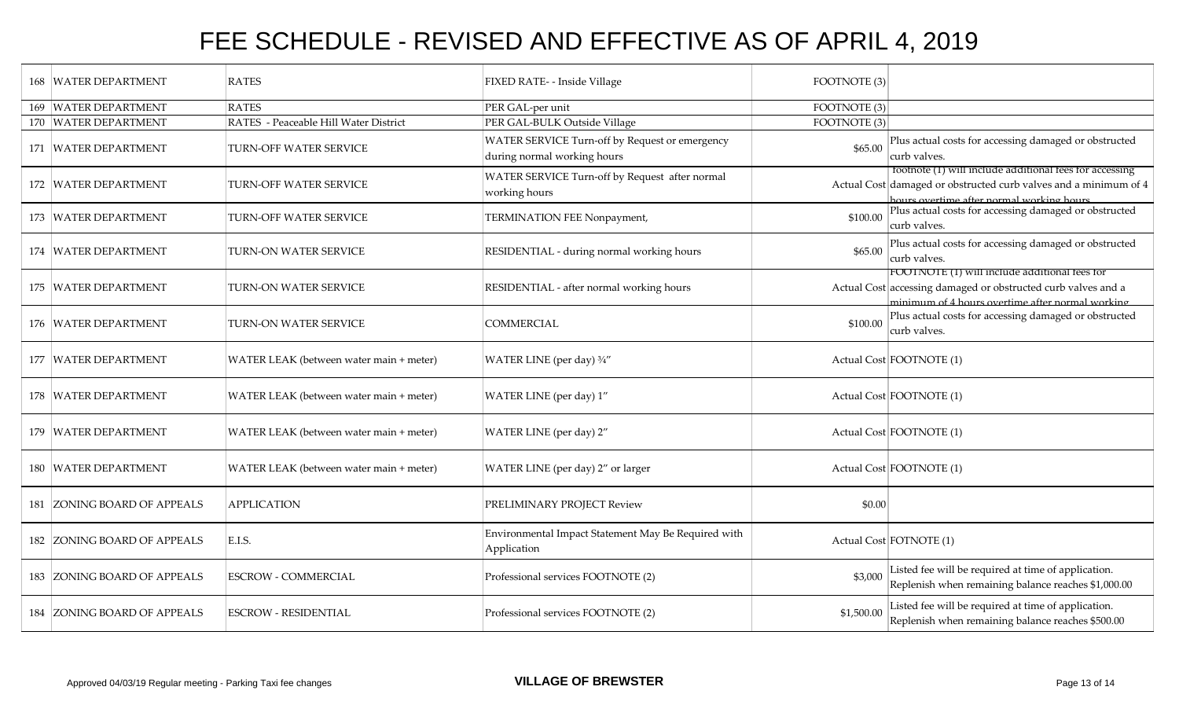# FEE SCHEDULE - REVISED AND EFFECTIVE AS OF APRIL 4, 2019

| # | Department | Category | Description | Fee | Notes |
|---|---|---|---|---|---|
| 168 | WATER DEPARTMENT | RATES | FIXED RATE- - Inside Village | FOOTNOTE (3) | |
| 169 | WATER DEPARTMENT | RATES | PER GAL-per unit | FOOTNOTE (3) | |
| 170 | WATER DEPARTMENT | RATES - Peaceable Hill Water District | PER GAL-BULK Outside Village | FOOTNOTE (3) | |
| 171 | WATER DEPARTMENT | TURN-OFF WATER SERVICE | WATER SERVICE Turn-off by Request or emergency during normal working hours | $65.00 | Plus actual costs for accessing damaged or obstructed curb valves. |
| 172 | WATER DEPARTMENT | TURN-OFF WATER SERVICE | WATER SERVICE Turn-off by Request after normal working hours | Actual Cost | footnote (1) will include additional fees for accessing damaged or obstructed curb valves and a minimum of 4 hours overtime after normal working hours |
| 173 | WATER DEPARTMENT | TURN-OFF WATER SERVICE | TERMINATION FEE Nonpayment, | $100.00 | Plus actual costs for accessing damaged or obstructed curb valves. |
| 174 | WATER DEPARTMENT | TURN-ON WATER SERVICE | RESIDENTIAL - during normal working hours | $65.00 | Plus actual costs for accessing damaged or obstructed curb valves. |
| 175 | WATER DEPARTMENT | TURN-ON WATER SERVICE | RESIDENTIAL - after normal working hours | Actual Cost | FOOTNOTE (1) will include additional fees for accessing damaged or obstructed curb valves and a minimum of 4 hours overtime after normal working |
| 176 | WATER DEPARTMENT | TURN-ON WATER SERVICE | COMMERCIAL | $100.00 | Plus actual costs for accessing damaged or obstructed curb valves. |
| 177 | WATER DEPARTMENT | WATER LEAK (between water main + meter) | WATER LINE (per day) ¾" | Actual Cost | FOOTNOTE (1) |
| 178 | WATER DEPARTMENT | WATER LEAK (between water main + meter) | WATER LINE (per day) 1" | Actual Cost | FOOTNOTE (1) |
| 179 | WATER DEPARTMENT | WATER LEAK (between water main + meter) | WATER LINE (per day) 2" | Actual Cost | FOOTNOTE (1) |
| 180 | WATER DEPARTMENT | WATER LEAK (between water main + meter) | WATER LINE (per day) 2" or larger | Actual Cost | FOOTNOTE (1) |
| 181 | ZONING BOARD OF APPEALS | APPLICATION | PRELIMINARY PROJECT Review | $0.00 | |
| 182 | ZONING BOARD OF APPEALS | E.I.S. | Environmental Impact Statement May Be Required with Application | Actual Cost | FOTNOTE (1) |
| 183 | ZONING BOARD OF APPEALS | ESCROW - COMMERCIAL | Professional services FOOTNOTE (2) | $3,000 | Listed fee will be required at time of application. Replenish when remaining balance reaches $1,000.00 |
| 184 | ZONING BOARD OF APPEALS | ESCROW - RESIDENTIAL | Professional services FOOTNOTE (2) | $1,500.00 | Listed fee will be required at time of application. Replenish when remaining balance reaches $500.00 |

Approved 04/03/19 Regular meeting - Parking Taxi fee changes

**VILLAGE OF BREWSTER**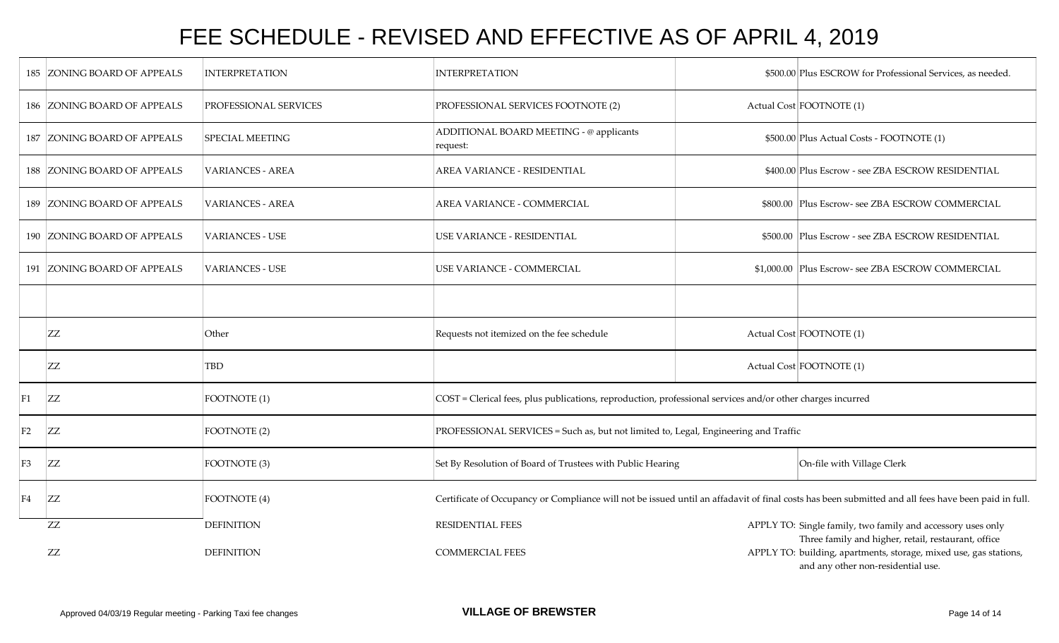# FEE SCHEDULE - REVISED AND EFFECTIVE AS OF APRIL 4, 2019

| | | | | | |
|---|---|---|---|---|---|
| 185 | ZONING BOARD OF APPEALS | INTERPRETATION | INTERPRETATION | $500.00 | Plus ESCROW for Professional Services, as needed. |
| 186 | ZONING BOARD OF APPEALS | PROFESSIONAL SERVICES | PROFESSIONAL SERVICES FOOTNOTE (2) | Actual Cost | FOOTNOTE (1) |
| 187 | ZONING BOARD OF APPEALS | SPECIAL MEETING | ADDITIONAL BOARD MEETING - @ applicants request: | $500.00 | Plus Actual Costs - FOOTNOTE (1) |
| 188 | ZONING BOARD OF APPEALS | VARIANCES - AREA | AREA VARIANCE - RESIDENTIAL | $400.00 | Plus Escrow - see ZBA ESCROW RESIDENTIAL |
| 189 | ZONING BOARD OF APPEALS | VARIANCES - AREA | AREA VARIANCE - COMMERCIAL | $800.00 | Plus Escrow- see ZBA ESCROW COMMERCIAL |
| 190 | ZONING BOARD OF APPEALS | VARIANCES - USE | USE VARIANCE - RESIDENTIAL | $500.00 | Plus Escrow - see ZBA ESCROW RESIDENTIAL |
| 191 | ZONING BOARD OF APPEALS | VARIANCES - USE | USE VARIANCE - COMMERCIAL | $1,000.00 | Plus Escrow- see ZBA ESCROW COMMERCIAL |
| | | | | | |
| | ZZ | Other | Requests not itemized on the fee schedule | Actual Cost | FOOTNOTE (1) |
| | ZZ | TBD | | Actual Cost | FOOTNOTE (1) |
| F1 | ZZ | FOOTNOTE (1) | COST = Clerical fees, plus publications, reproduction, professional services and/or other charges incurred | | |
| F2 | ZZ | FOOTNOTE (2) | PROFESSIONAL SERVICES = Such as, but not limited to, Legal, Engineering and Traffic | | |
| F3 | ZZ | FOOTNOTE (3) | Set By Resolution of Board of Trustees with Public Hearing | | On-file with Village Clerk |
| F4 | ZZ | FOOTNOTE (4) | Certificate of Occupancy or Compliance will not be issued until an affadavit of final costs has been submitted and all fees have been paid in full. | | |
| | ZZ | DEFINITION | RESIDENTIAL FEES | APPLY TO: | Single family, two family and accessory uses only |
| | ZZ | DEFINITION | COMMERCIAL FEES | APPLY TO: | Three family and higher, retail, restaurant, office building, apartments, storage, mixed use, gas stations, and any other non-residential use. |

Approved 04/03/19 Regular meeting - Parking Taxi fee changes

**VILLAGE OF BREWSTER**